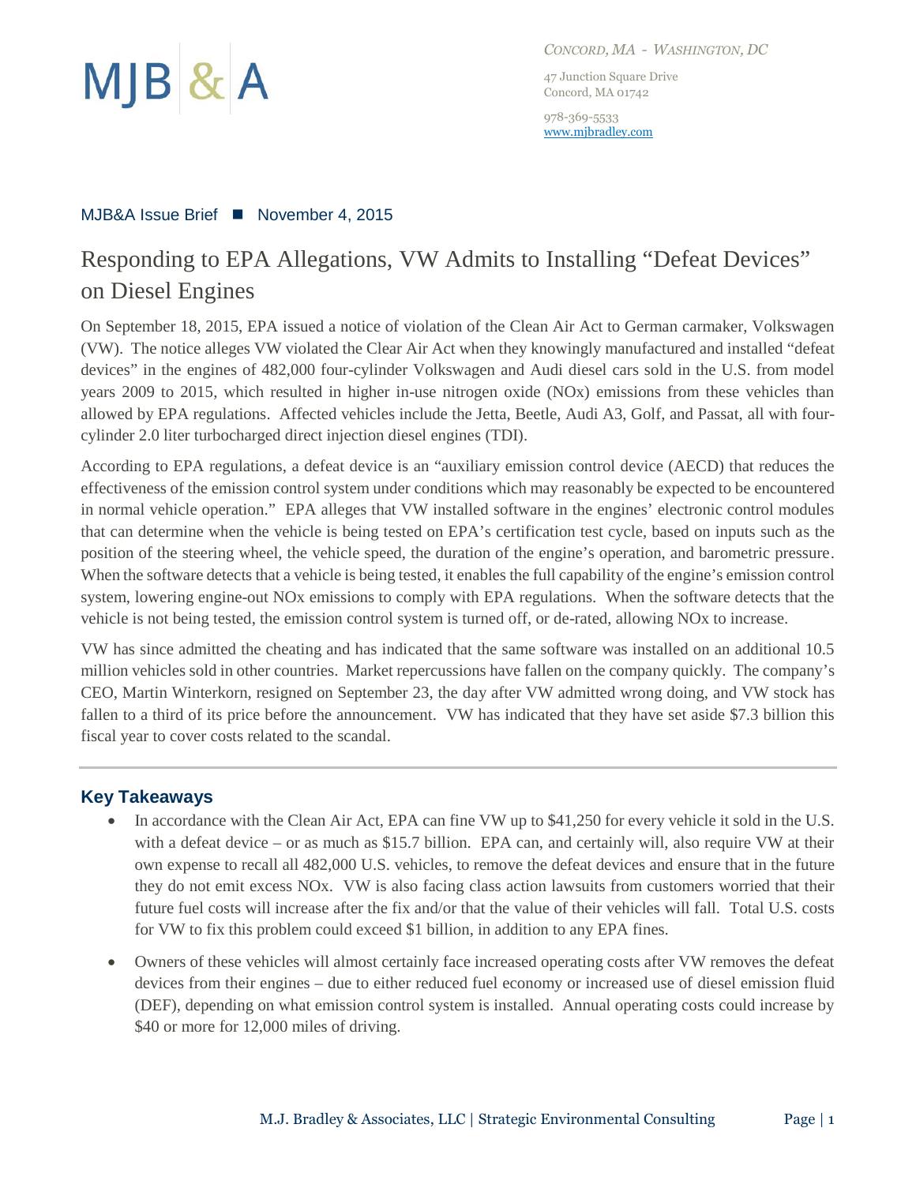MJB & A

*CONCORD, MA - WASHINGTON, DC*

47 Junction Square Drive
Concord, MA 01742

978-369-5533
www.mjbradley.com

MJB&A Issue Brief ■ November 4, 2015

# Responding to EPA Allegations, VW Admits to Installing "Defeat Devices" on Diesel Engines

On September 18, 2015, EPA issued a notice of violation of the Clean Air Act to German carmaker, Volkswagen (VW). The notice alleges VW violated the Clear Air Act when they knowingly manufactured and installed "defeat devices" in the engines of 482,000 four-cylinder Volkswagen and Audi diesel cars sold in the U.S. from model years 2009 to 2015, which resulted in higher in-use nitrogen oxide (NOx) emissions from these vehicles than allowed by EPA regulations. Affected vehicles include the Jetta, Beetle, Audi A3, Golf, and Passat, all with four-cylinder 2.0 liter turbocharged direct injection diesel engines (TDI).

According to EPA regulations, a defeat device is an "auxiliary emission control device (AECD) that reduces the effectiveness of the emission control system under conditions which may reasonably be expected to be encountered in normal vehicle operation." EPA alleges that VW installed software in the engines' electronic control modules that can determine when the vehicle is being tested on EPA's certification test cycle, based on inputs such as the position of the steering wheel, the vehicle speed, the duration of the engine's operation, and barometric pressure. When the software detects that a vehicle is being tested, it enables the full capability of the engine's emission control system, lowering engine-out NOx emissions to comply with EPA regulations. When the software detects that the vehicle is not being tested, the emission control system is turned off, or de-rated, allowing NOx to increase.

VW has since admitted the cheating and has indicated that the same software was installed on an additional 10.5 million vehicles sold in other countries. Market repercussions have fallen on the company quickly. The company's CEO, Martin Winterkorn, resigned on September 23, the day after VW admitted wrong doing, and VW stock has fallen to a third of its price before the announcement. VW has indicated that they have set aside $7.3 billion this fiscal year to cover costs related to the scandal.

---

## Key Takeaways

- In accordance with the Clean Air Act, EPA can fine VW up to $41,250 for every vehicle it sold in the U.S. with a defeat device – or as much as $15.7 billion. EPA can, and certainly will, also require VW at their own expense to recall all 482,000 U.S. vehicles, to remove the defeat devices and ensure that in the future they do not emit excess NOx. VW is also facing class action lawsuits from customers worried that their future fuel costs will increase after the fix and/or that the value of their vehicles will fall. Total U.S. costs for VW to fix this problem could exceed $1 billion, in addition to any EPA fines.

- Owners of these vehicles will almost certainly face increased operating costs after VW removes the defeat devices from their engines – due to either reduced fuel economy or increased use of diesel emission fluid (DEF), depending on what emission control system is installed. Annual operating costs could increase by $40 or more for 12,000 miles of driving.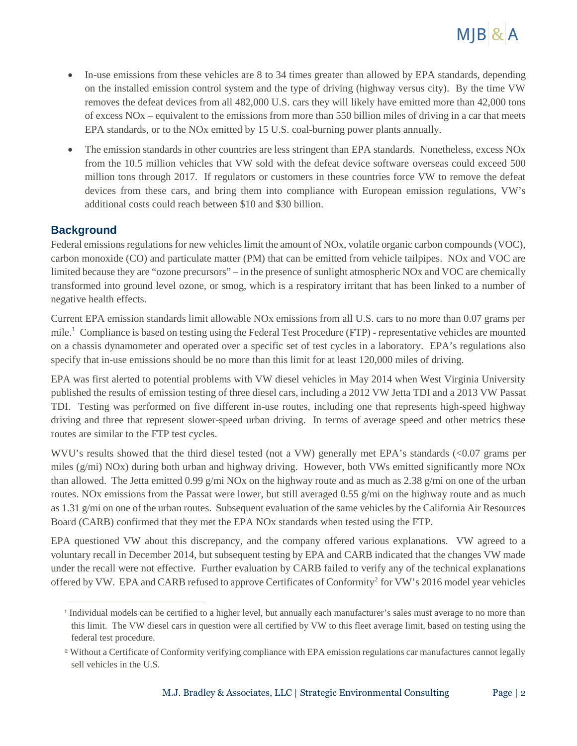- In-use emissions from these vehicles are 8 to 34 times greater than allowed by EPA standards, depending on the installed emission control system and the type of driving (highway versus city). By the time VW removes the defeat devices from all 482,000 U.S. cars they will likely have emitted more than 42,000 tons of excess NOx – equivalent to the emissions from more than 550 billion miles of driving in a car that meets EPA standards, or to the NOx emitted by 15 U.S. coal-burning power plants annually.
- The emission standards in other countries are less stringent than EPA standards. Nonetheless, excess NOx from the 10.5 million vehicles that VW sold with the defeat device software overseas could exceed 500 million tons through 2017. If regulators or customers in these countries force VW to remove the defeat devices from these cars, and bring them into compliance with European emission regulations, VW's additional costs could reach between $10 and $30 billion.

## Background

Federal emissions regulations for new vehicles limit the amount of NOx, volatile organic carbon compounds (VOC), carbon monoxide (CO) and particulate matter (PM) that can be emitted from vehicle tailpipes. NOx and VOC are limited because they are "ozone precursors" – in the presence of sunlight atmospheric NOx and VOC are chemically transformed into ground level ozone, or smog, which is a respiratory irritant that has been linked to a number of negative health effects.

Current EPA emission standards limit allowable NOx emissions from all U.S. cars to no more than 0.07 grams per mile.[1] Compliance is based on testing using the Federal Test Procedure (FTP) - representative vehicles are mounted on a chassis dynamometer and operated over a specific set of test cycles in a laboratory. EPA's regulations also specify that in-use emissions should be no more than this limit for at least 120,000 miles of driving.

EPA was first alerted to potential problems with VW diesel vehicles in May 2014 when West Virginia University published the results of emission testing of three diesel cars, including a 2012 VW Jetta TDI and a 2013 VW Passat TDI. Testing was performed on five different in-use routes, including one that represents high-speed highway driving and three that represent slower-speed urban driving. In terms of average speed and other metrics these routes are similar to the FTP test cycles.

WVU's results showed that the third diesel tested (not a VW) generally met EPA's standards (<0.07 grams per miles (g/mi) NOx) during both urban and highway driving. However, both VWs emitted significantly more NOx than allowed. The Jetta emitted 0.99 g/mi NOx on the highway route and as much as 2.38 g/mi on one of the urban routes. NOx emissions from the Passat were lower, but still averaged 0.55 g/mi on the highway route and as much as 1.31 g/mi on one of the urban routes. Subsequent evaluation of the same vehicles by the California Air Resources Board (CARB) confirmed that they met the EPA NOx standards when tested using the FTP.

EPA questioned VW about this discrepancy, and the company offered various explanations. VW agreed to a voluntary recall in December 2014, but subsequent testing by EPA and CARB indicated that the changes VW made under the recall were not effective. Further evaluation by CARB failed to verify any of the technical explanations offered by VW. EPA and CARB refused to approve Certificates of Conformity[2] for VW's 2016 model year vehicles

[1] Individual models can be certified to a higher level, but annually each manufacturer's sales must average to no more than this limit. The VW diesel cars in question were all certified by VW to this fleet average limit, based on testing using the federal test procedure.

[2] Without a Certificate of Conformity verifying compliance with EPA emission regulations car manufactures cannot legally sell vehicles in the U.S.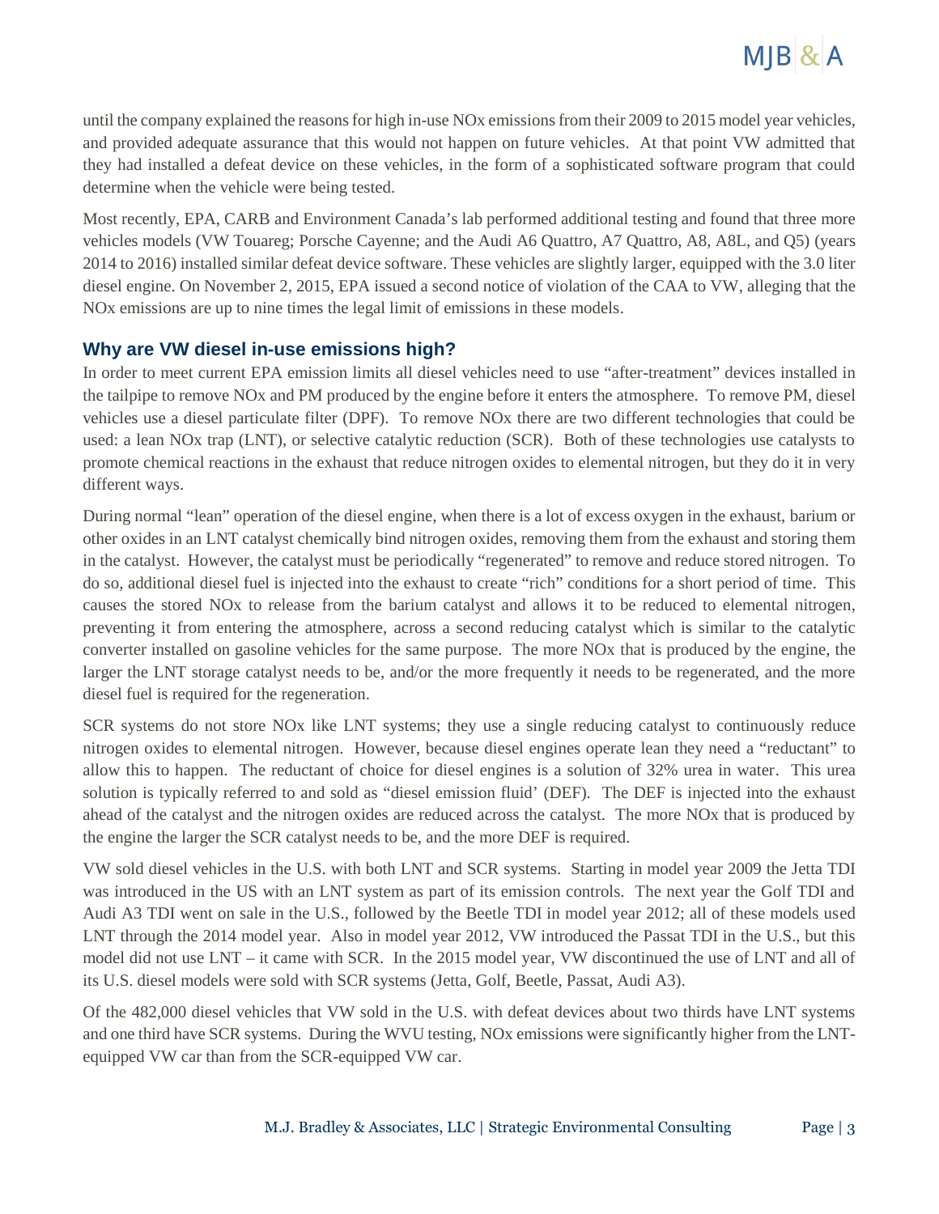until the company explained the reasons for high in-use NOx emissions from their 2009 to 2015 model year vehicles, and provided adequate assurance that this would not happen on future vehicles. At that point VW admitted that they had installed a defeat device on these vehicles, in the form of a sophisticated software program that could determine when the vehicle were being tested.

Most recently, EPA, CARB and Environment Canada's lab performed additional testing and found that three more vehicles models (VW Touareg; Porsche Cayenne; and the Audi A6 Quattro, A7 Quattro, A8, A8L, and Q5) (years 2014 to 2016) installed similar defeat device software. These vehicles are slightly larger, equipped with the 3.0 liter diesel engine. On November 2, 2015, EPA issued a second notice of violation of the CAA to VW, alleging that the NOx emissions are up to nine times the legal limit of emissions in these models.

### Why are VW diesel in-use emissions high?

In order to meet current EPA emission limits all diesel vehicles need to use "after-treatment" devices installed in the tailpipe to remove NOx and PM produced by the engine before it enters the atmosphere. To remove PM, diesel vehicles use a diesel particulate filter (DPF). To remove NOx there are two different technologies that could be used: a lean NOx trap (LNT), or selective catalytic reduction (SCR). Both of these technologies use catalysts to promote chemical reactions in the exhaust that reduce nitrogen oxides to elemental nitrogen, but they do it in very different ways.

During normal "lean" operation of the diesel engine, when there is a lot of excess oxygen in the exhaust, barium or other oxides in an LNT catalyst chemically bind nitrogen oxides, removing them from the exhaust and storing them in the catalyst. However, the catalyst must be periodically "regenerated" to remove and reduce stored nitrogen. To do so, additional diesel fuel is injected into the exhaust to create "rich" conditions for a short period of time. This causes the stored NOx to release from the barium catalyst and allows it to be reduced to elemental nitrogen, preventing it from entering the atmosphere, across a second reducing catalyst which is similar to the catalytic converter installed on gasoline vehicles for the same purpose. The more NOx that is produced by the engine, the larger the LNT storage catalyst needs to be, and/or the more frequently it needs to be regenerated, and the more diesel fuel is required for the regeneration.

SCR systems do not store NOx like LNT systems; they use a single reducing catalyst to continuously reduce nitrogen oxides to elemental nitrogen. However, because diesel engines operate lean they need a "reductant" to allow this to happen. The reductant of choice for diesel engines is a solution of 32% urea in water. This urea solution is typically referred to and sold as "diesel emission fluid' (DEF). The DEF is injected into the exhaust ahead of the catalyst and the nitrogen oxides are reduced across the catalyst. The more NOx that is produced by the engine the larger the SCR catalyst needs to be, and the more DEF is required.

VW sold diesel vehicles in the U.S. with both LNT and SCR systems. Starting in model year 2009 the Jetta TDI was introduced in the US with an LNT system as part of its emission controls. The next year the Golf TDI and Audi A3 TDI went on sale in the U.S., followed by the Beetle TDI in model year 2012; all of these models used LNT through the 2014 model year. Also in model year 2012, VW introduced the Passat TDI in the U.S., but this model did not use LNT – it came with SCR. In the 2015 model year, VW discontinued the use of LNT and all of its U.S. diesel models were sold with SCR systems (Jetta, Golf, Beetle, Passat, Audi A3).

Of the 482,000 diesel vehicles that VW sold in the U.S. with defeat devices about two thirds have LNT systems and one third have SCR systems. During the WVU testing, NOx emissions were significantly higher from the LNT-equipped VW car than from the SCR-equipped VW car.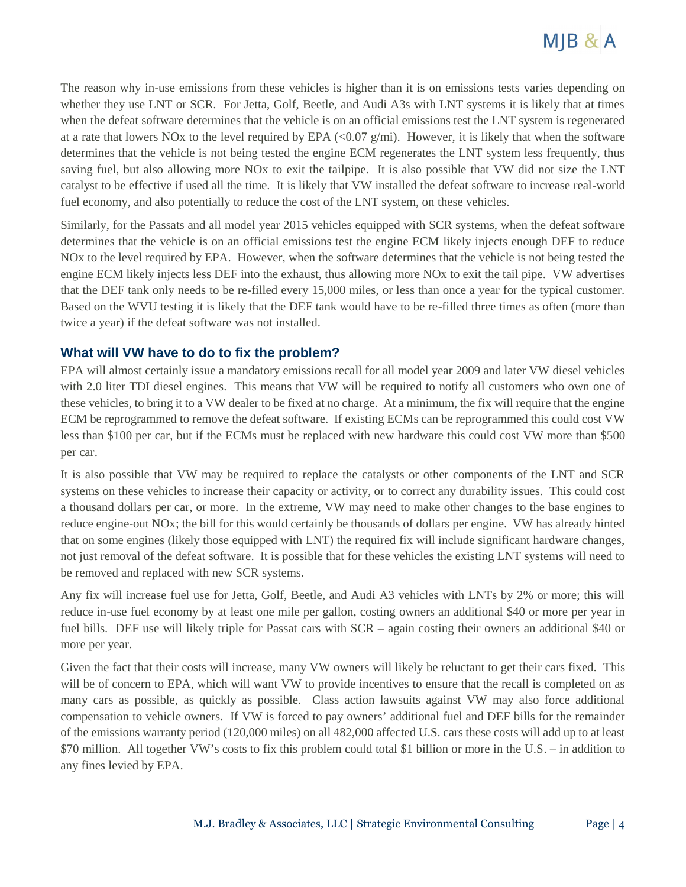The reason why in-use emissions from these vehicles is higher than it is on emissions tests varies depending on whether they use LNT or SCR. For Jetta, Golf, Beetle, and Audi A3s with LNT systems it is likely that at times when the defeat software determines that the vehicle is on an official emissions test the LNT system is regenerated at a rate that lowers NOx to the level required by EPA (<0.07 g/mi). However, it is likely that when the software determines that the vehicle is not being tested the engine ECM regenerates the LNT system less frequently, thus saving fuel, but also allowing more NOx to exit the tailpipe. It is also possible that VW did not size the LNT catalyst to be effective if used all the time. It is likely that VW installed the defeat software to increase real-world fuel economy, and also potentially to reduce the cost of the LNT system, on these vehicles.

Similarly, for the Passats and all model year 2015 vehicles equipped with SCR systems, when the defeat software determines that the vehicle is on an official emissions test the engine ECM likely injects enough DEF to reduce NOx to the level required by EPA. However, when the software determines that the vehicle is not being tested the engine ECM likely injects less DEF into the exhaust, thus allowing more NOx to exit the tail pipe. VW advertises that the DEF tank only needs to be re-filled every 15,000 miles, or less than once a year for the typical customer. Based on the WVU testing it is likely that the DEF tank would have to be re-filled three times as often (more than twice a year) if the defeat software was not installed.

### What will VW have to do to fix the problem?

EPA will almost certainly issue a mandatory emissions recall for all model year 2009 and later VW diesel vehicles with 2.0 liter TDI diesel engines. This means that VW will be required to notify all customers who own one of these vehicles, to bring it to a VW dealer to be fixed at no charge. At a minimum, the fix will require that the engine ECM be reprogrammed to remove the defeat software. If existing ECMs can be reprogrammed this could cost VW less than $100 per car, but if the ECMs must be replaced with new hardware this could cost VW more than $500 per car.

It is also possible that VW may be required to replace the catalysts or other components of the LNT and SCR systems on these vehicles to increase their capacity or activity, or to correct any durability issues. This could cost a thousand dollars per car, or more. In the extreme, VW may need to make other changes to the base engines to reduce engine-out NOx; the bill for this would certainly be thousands of dollars per engine. VW has already hinted that on some engines (likely those equipped with LNT) the required fix will include significant hardware changes, not just removal of the defeat software. It is possible that for these vehicles the existing LNT systems will need to be removed and replaced with new SCR systems.

Any fix will increase fuel use for Jetta, Golf, Beetle, and Audi A3 vehicles with LNTs by 2% or more; this will reduce in-use fuel economy by at least one mile per gallon, costing owners an additional $40 or more per year in fuel bills. DEF use will likely triple for Passat cars with SCR – again costing their owners an additional $40 or more per year.

Given the fact that their costs will increase, many VW owners will likely be reluctant to get their cars fixed. This will be of concern to EPA, which will want VW to provide incentives to ensure that the recall is completed on as many cars as possible, as quickly as possible. Class action lawsuits against VW may also force additional compensation to vehicle owners. If VW is forced to pay owners' additional fuel and DEF bills for the remainder of the emissions warranty period (120,000 miles) on all 482,000 affected U.S. cars these costs will add up to at least $70 million. All together VW's costs to fix this problem could total $1 billion or more in the U.S. – in addition to any fines levied by EPA.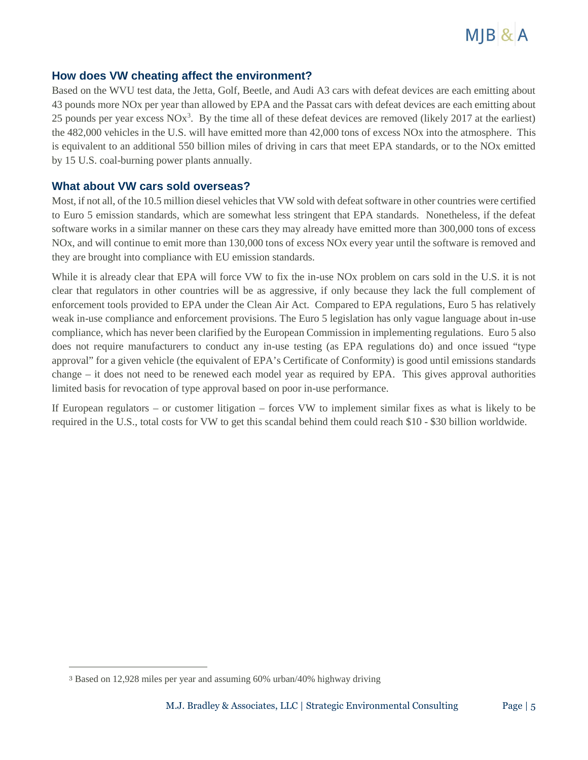### How does VW cheating affect the environment?

Based on the WVU test data, the Jetta, Golf, Beetle, and Audi A3 cars with defeat devices are each emitting about 43 pounds more NOx per year than allowed by EPA and the Passat cars with defeat devices are each emitting about 25 pounds per year excess NOx[3]. By the time all of these defeat devices are removed (likely 2017 at the earliest) the 482,000 vehicles in the U.S. will have emitted more than 42,000 tons of excess NOx into the atmosphere. This is equivalent to an additional 550 billion miles of driving in cars that meet EPA standards, or to the NOx emitted by 15 U.S. coal-burning power plants annually.

### What about VW cars sold overseas?

Most, if not all, of the 10.5 million diesel vehicles that VW sold with defeat software in other countries were certified to Euro 5 emission standards, which are somewhat less stringent that EPA standards. Nonetheless, if the defeat software works in a similar manner on these cars they may already have emitted more than 300,000 tons of excess NOx, and will continue to emit more than 130,000 tons of excess NOx every year until the software is removed and they are brought into compliance with EU emission standards.

While it is already clear that EPA will force VW to fix the in-use NOx problem on cars sold in the U.S. it is not clear that regulators in other countries will be as aggressive, if only because they lack the full complement of enforcement tools provided to EPA under the Clean Air Act. Compared to EPA regulations, Euro 5 has relatively weak in-use compliance and enforcement provisions. The Euro 5 legislation has only vague language about in-use compliance, which has never been clarified by the European Commission in implementing regulations. Euro 5 also does not require manufacturers to conduct any in-use testing (as EPA regulations do) and once issued "type approval" for a given vehicle (the equivalent of EPA's Certificate of Conformity) is good until emissions standards change – it does not need to be renewed each model year as required by EPA. This gives approval authorities limited basis for revocation of type approval based on poor in-use performance.

If European regulators – or customer litigation – forces VW to implement similar fixes as what is likely to be required in the U.S., total costs for VW to get this scandal behind them could reach $10 - $30 billion worldwide.

---

[3] Based on 12,928 miles per year and assuming 60% urban/40% highway driving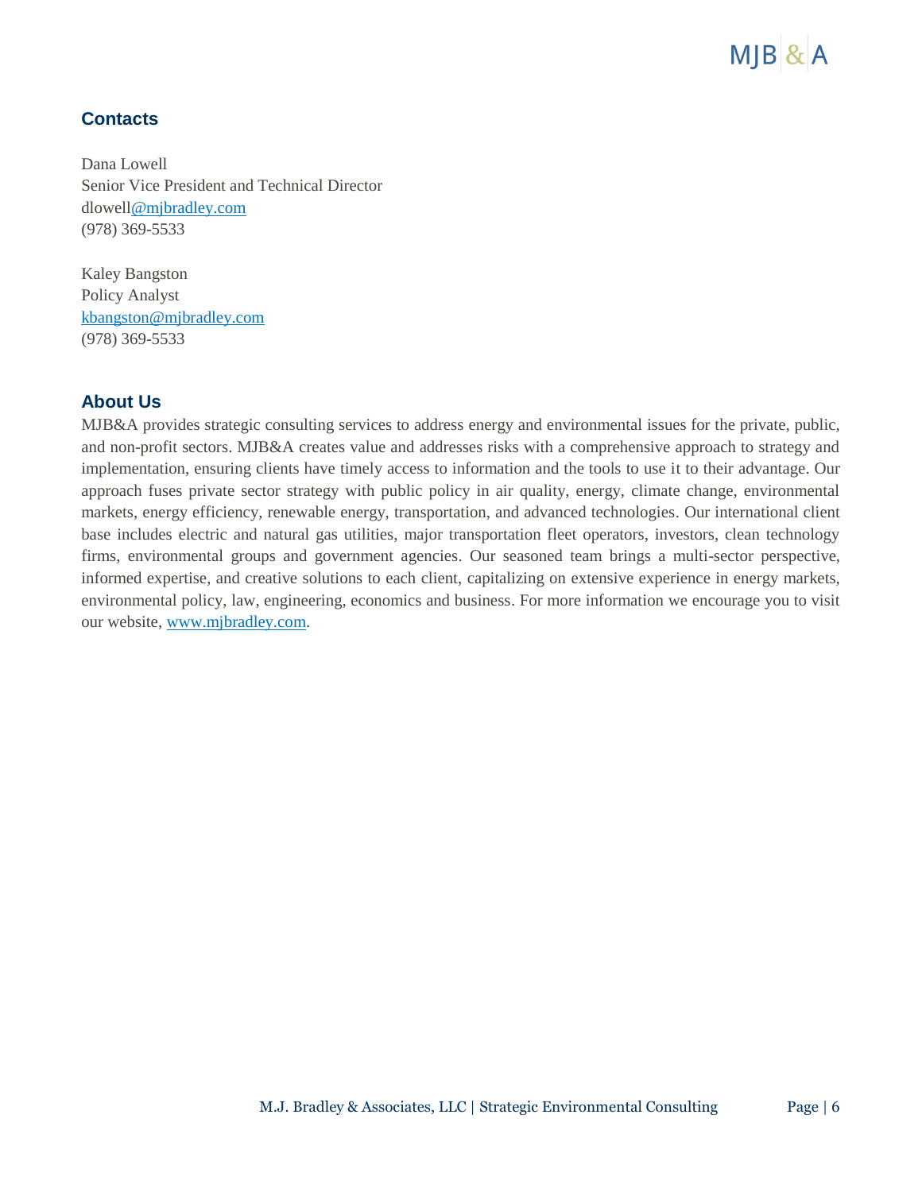## Contacts

Dana Lowell
Senior Vice President and Technical Director
dlowell@mjbradley.com
(978) 369-5533

Kaley Bangston
Policy Analyst
kbangston@mjbradley.com
(978) 369-5533

## About Us

MJB&A provides strategic consulting services to address energy and environmental issues for the private, public, and non-profit sectors. MJB&A creates value and addresses risks with a comprehensive approach to strategy and implementation, ensuring clients have timely access to information and the tools to use it to their advantage. Our approach fuses private sector strategy with public policy in air quality, energy, climate change, environmental markets, energy efficiency, renewable energy, transportation, and advanced technologies. Our international client base includes electric and natural gas utilities, major transportation fleet operators, investors, clean technology firms, environmental groups and government agencies. Our seasoned team brings a multi-sector perspective, informed expertise, and creative solutions to each client, capitalizing on extensive experience in energy markets, environmental policy, law, engineering, economics and business. For more information we encourage you to visit our website, www.mjbradley.com.